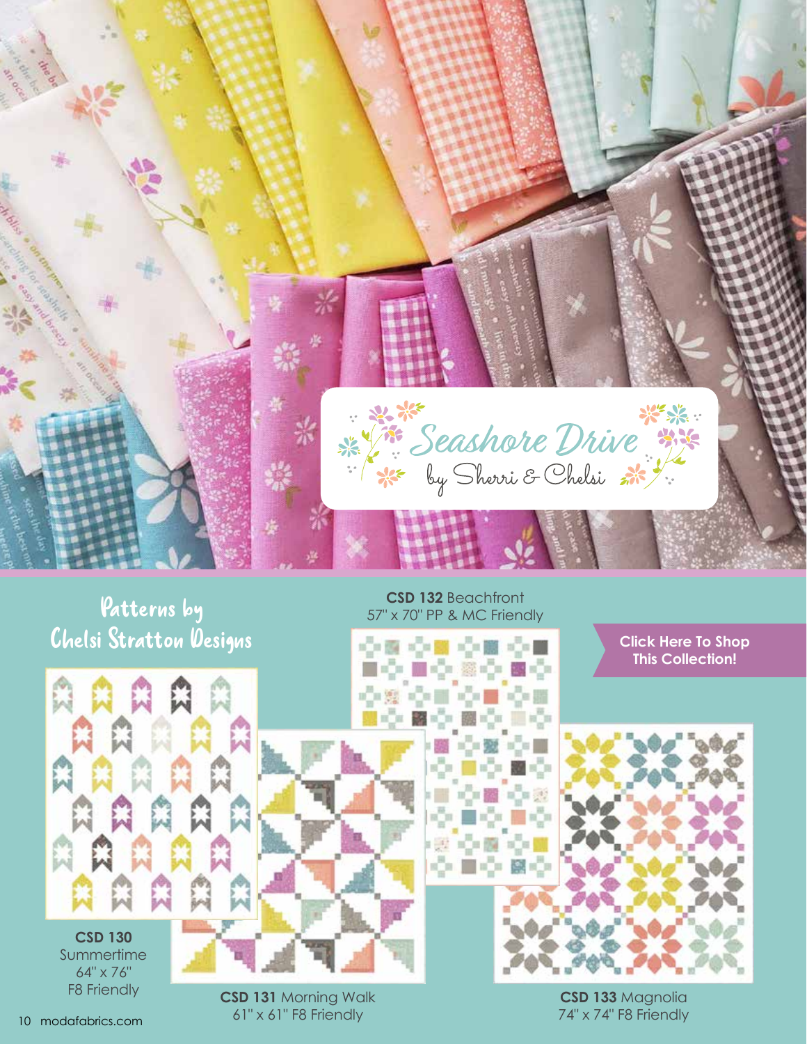# Seashore Drive

by Sherri & Chelsi

## Patterns by Chelsi Stratton Designs

Click Here To Shop This Collection!

**CSD 130** Summertime
64" x 76"
F8 Friendly

**CSD 131** Morning Walk
61" x 61" F8 Friendly

**CSD 132** Beachfront
57" x 70" PP & MC Friendly

**CSD 133** Magnolia
74" x 74" F8 Friendly

modafabrics.com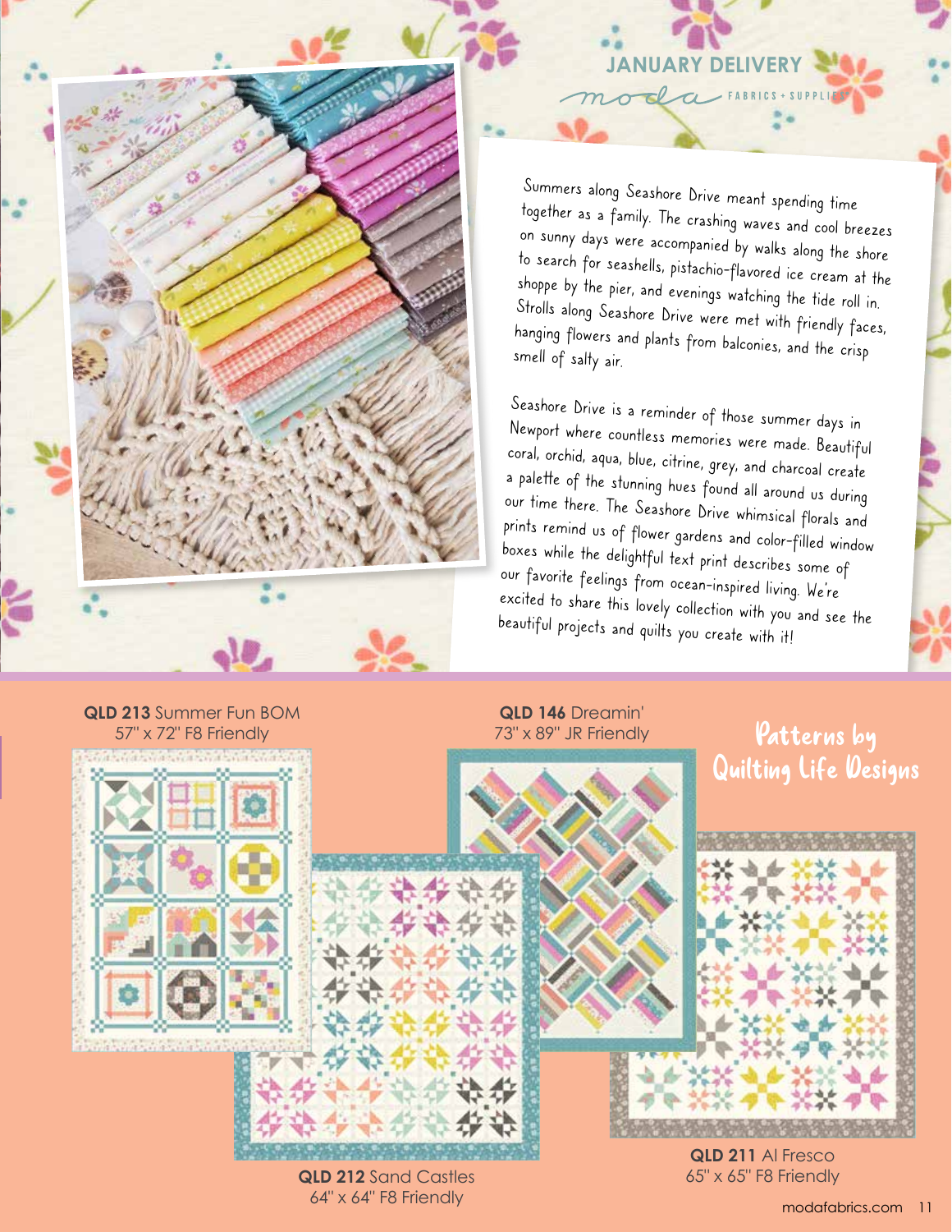## JANUARY DELIVERY

moda FABRICS + SUPPLIES

Summers along Seashore Drive meant spending time together as a family. The crashing waves and cool breezes on sunny days were accompanied by walks along the shore to search for seashells, pistachio-flavored ice cream at the shoppe by the pier, and evenings watching the tide roll in. Strolls along Seashore Drive were met with friendly faces, hanging flowers and plants from balconies, and the crisp smell of salty air.

Seashore Drive is a reminder of those summer days in Newport where countless memories were made. Beautiful coral, orchid, aqua, blue, citrine, grey, and charcoal create a palette of the stunning hues found all around us during our time there. The Seashore Drive whimsical florals and prints remind us of flower gardens and color-filled window boxes while the delightful text print describes some of our favorite feelings from ocean-inspired living. We're excited to share this lovely collection with you and see the beautiful projects and quilts you create with it!

## Patterns by Quilting Life Designs

**QLD 213** Summer Fun BOM
57" x 72" F8 Friendly

**QLD 146** Dreamin'
73" x 89" JR Friendly

**QLD 212** Sand Castles
64" x 64" F8 Friendly

**QLD 211** Al Fresco
65" x 65" F8 Friendly

modafabrics.com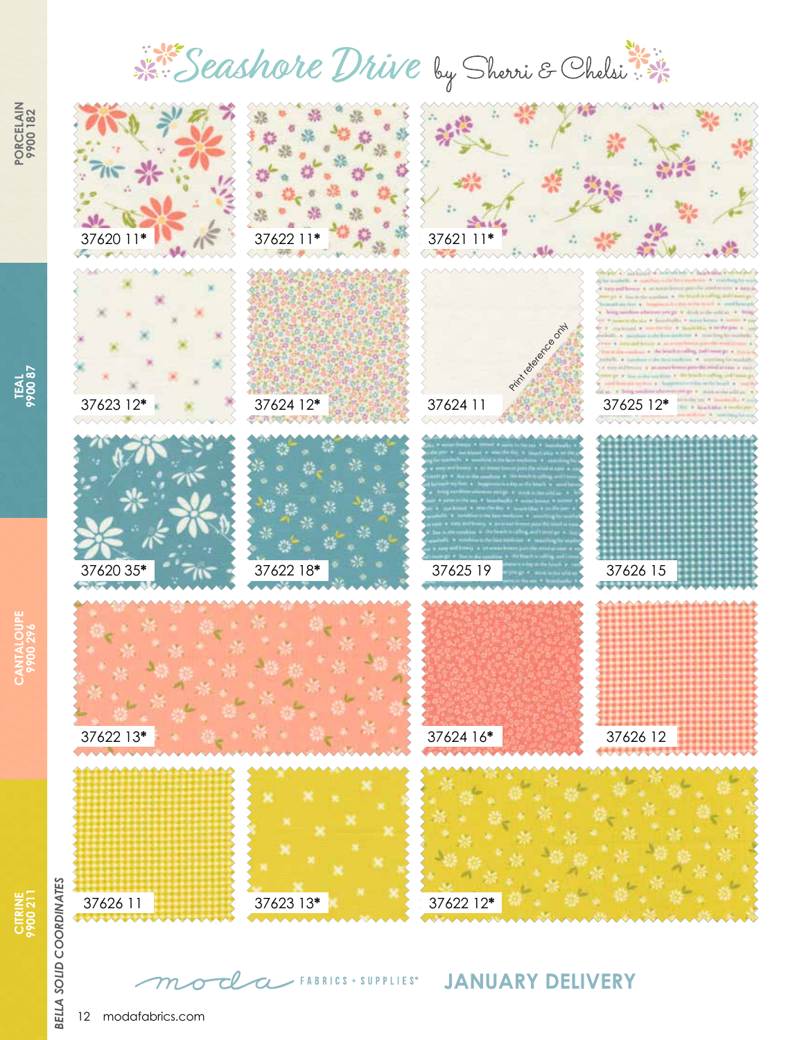# Seashore Drive by Sherri & Chelsi

37620 11*

37622 11*

37621 11*

37623 12*

37624 12*

37624 11

Print reference only

37625 12*

37620 35*

37622 18*

37625 19

37626 15

37622 13*

37624 16*

37626 12

37626 11

37623 13*

37622 12*

PORCELAIN 9900 182

TEAL 9900 87

CANTALOUPE 9900 296

CITRINE 9900 211

BELLA SOLID COORDINATES

moda FABRICS + SUPPLIES®

**JANUARY DELIVERY**

modafabrics.com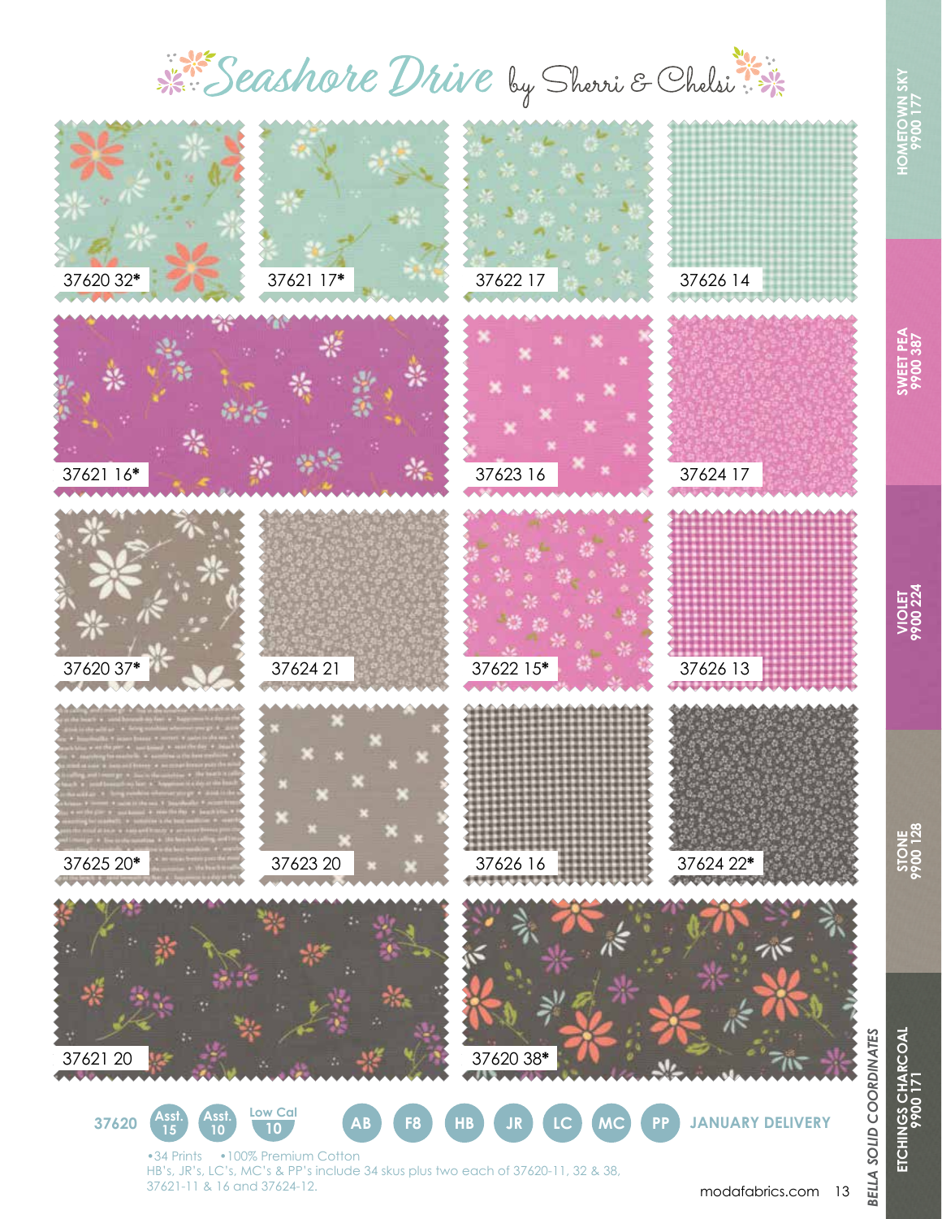# Seashore Drive by Sherri & Chelsi

37620 32*

37621 17*

37622 17

37626 14

37621 16*

37623 16

37624 17

37620 37*

37624 21

37622 15*

37626 13

37625 20*

37623 20

37626 16

37624 22*

37621 20

37620 38*

**BELLA SOLID COORDINATES**

HOMETOWN SKY 9900 177

SWEET PEA 9900 387

VIOLET 9900 224

STONE 9900 128

ETCHINGS CHARCOAL 9900 171

37620 Asst. 15 Asst. 10 Low Cal 10 AB F8 HB JR LC MC PP JANUARY DELIVERY

•34 Prints •100% Premium Cotton

HB's, JR's, LC's, MC's & PP's include 34 skus plus two each of 37620-11, 32 & 38, 37621-11 & 16 and 37624-12.

modafabrics.com